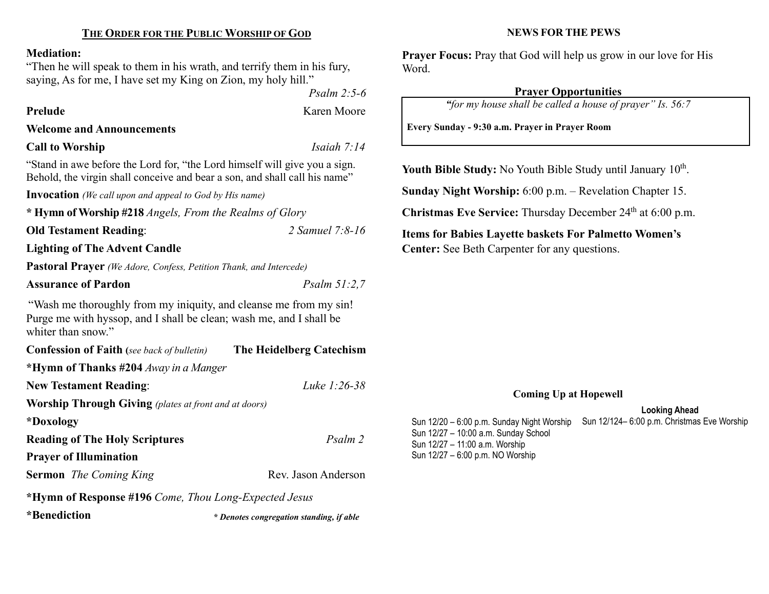## THE ORDER FOR THE PUBLIC WORSHIP OF GOD

**Mediation:**
"Then he will speak to them in his wrath, and terrify them in his fury, saying, As for me, I have set my King on Zion, my holy hill."
*Psalm 2:5-6*

**Prelude** — Karen Moore

**Welcome and Announcements**

**Call to Worship** — *Isaiah 7:14*

"Stand in awe before the Lord for, "the Lord himself will give you a sign. Behold, the virgin shall conceive and bear a son, and shall call his name"

**Invocation** *(We call upon and appeal to God by His name)*

**\* Hymn of Worship #218** *Angels, From the Realms of Glory*

**Old Testament Reading**: *2 Samuel 7:8-16*

**Lighting of The Advent Candle**

**Pastoral Prayer** *(We Adore, Confess, Petition Thank, and Intercede)*

**Assurance of Pardon** — *Psalm 51:2,7*

"Wash me thoroughly from my iniquity, and cleanse me from my sin! Purge me with hyssop, and I shall be clean; wash me, and I shall be whiter than snow."

**Confession of Faith (***see back of bulletin)* — **The Heidelberg Catechism**

**\*Hymn of Thanks #204** *Away in a Manger*

**New Testament Reading**: *Luke 1:26-38*

**Worship Through Giving** *(plates at front and at doors)*

**\*Doxology**

**Reading of The Holy Scriptures** — *Psalm 2*

**Prayer of Illumination**

**Sermon** *The Coming King* — Rev. Jason Anderson

**\*Hymn of Response #196** *Come, Thou Long-Expected Jesus*

**\*Benediction**

***\* Denotes congregation standing, if able***

## NEWS FOR THE PEWS

**Prayer Focus:** Pray that God will help us grow in our love for His Word.

**Prayer Opportunities**

*"for my house shall be called a house of prayer" Is. 56:7*

**Every Sunday - 9:30 a.m. Prayer in Prayer Room**

**Youth Bible Study:** No Youth Bible Study until January 10th.

**Sunday Night Worship:** 6:00 p.m. – Revelation Chapter 15.

**Christmas Eve Service:** Thursday December 24th at 6:00 p.m.

**Items for Babies Layette baskets For Palmetto Women's Center:** See Beth Carpenter for any questions.

**Coming Up at Hopewell**

Sun 12/20 – 6:00 p.m. Sunday Night Worship
Sun 12/27 – 10:00 a.m. Sunday School
Sun 12/27 – 11:00 a.m. Worship
Sun 12/27 – 6:00 p.m. NO Worship

**Looking Ahead**

Sun 12/124– 6:00 p.m. Christmas Eve Worship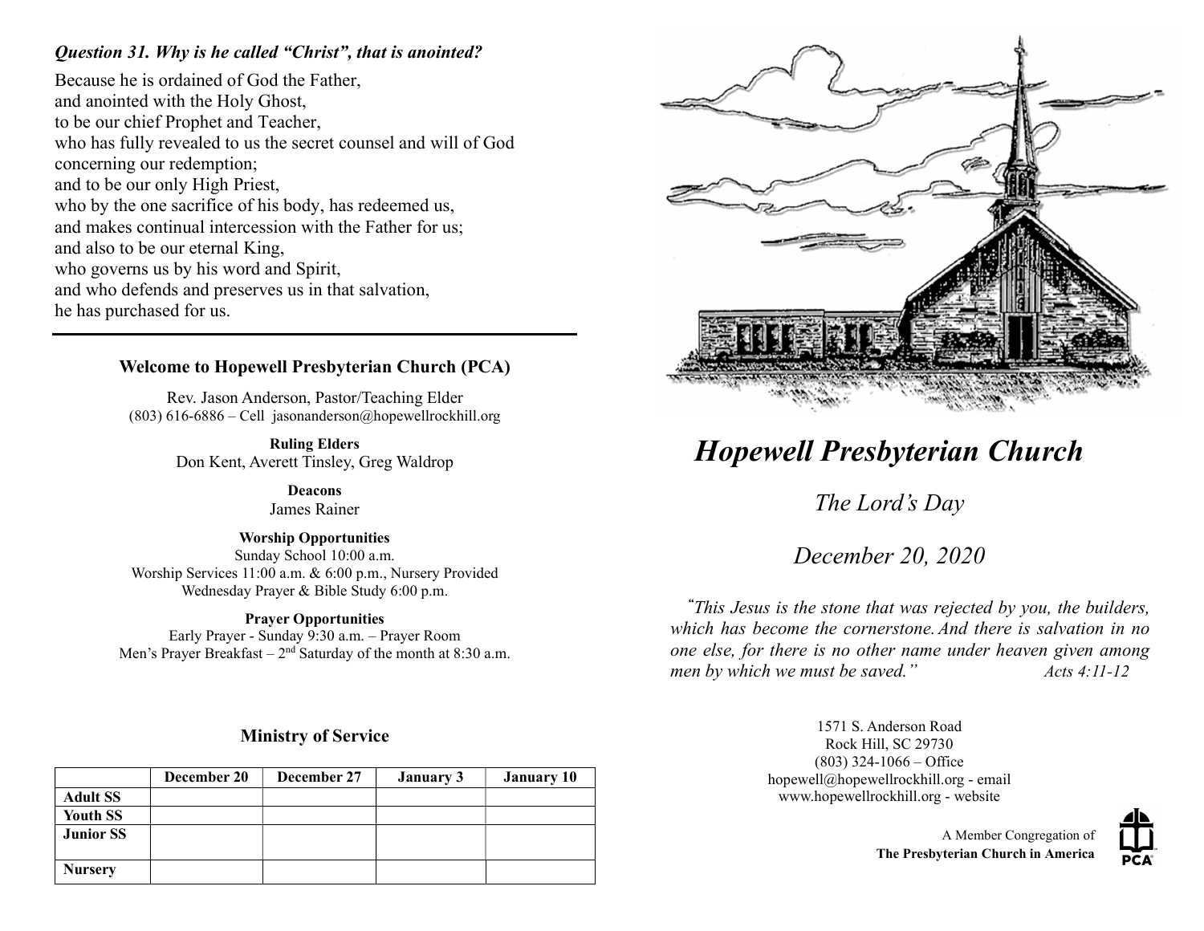*Question 31. Why is he called "Christ", that is anointed?*

Because he is ordained of God the Father,
and anointed with the Holy Ghost,
to be our chief Prophet and Teacher,
who has fully revealed to us the secret counsel and will of God
concerning our redemption;
and to be our only High Priest,
who by the one sacrifice of his body, has redeemed us,
and makes continual intercession with the Father for us;
and also to be our eternal King,
who governs us by his word and Spirit,
and who defends and preserves us in that salvation,
he has purchased for us.

---

**Welcome to Hopewell Presbyterian Church (PCA)**

Rev. Jason Anderson, Pastor/Teaching Elder
(803) 616-6886 – Cell jasonanderson@hopewellrockhill.org

**Ruling Elders**
Don Kent, Averett Tinsley, Greg Waldrop

**Deacons**
James Rainer

**Worship Opportunities**
Sunday School 10:00 a.m.
Worship Services 11:00 a.m. & 6:00 p.m., Nursery Provided
Wednesday Prayer & Bible Study 6:00 p.m.

**Prayer Opportunities**
Early Prayer - Sunday 9:30 a.m. – Prayer Room
Men's Prayer Breakfast – 2nd Saturday of the month at 8:30 a.m.

**Ministry of Service**

| | December 20 | December 27 | January 3 | January 10 |
|---|---|---|---|---|
| **Adult SS** | | | | |
| **Youth SS** | | | | |
| **Junior SS** | | | | |
| **Nursery** | | | | |

# *Hopewell Presbyterian Church*

*The Lord's Day*

*December 20, 2020*

*"This Jesus is the stone that was rejected by you, the builders, which has become the cornerstone. And there is salvation in no one else, for there is no other name under heaven given among men by which we must be saved."* *Acts 4:11-12*

1571 S. Anderson Road
Rock Hill, SC 29730
(803) 324-1066 – Office
hopewell@hopewellrockhill.org - email
www.hopewellrockhill.org - website

A Member Congregation of
**The Presbyterian Church in America**